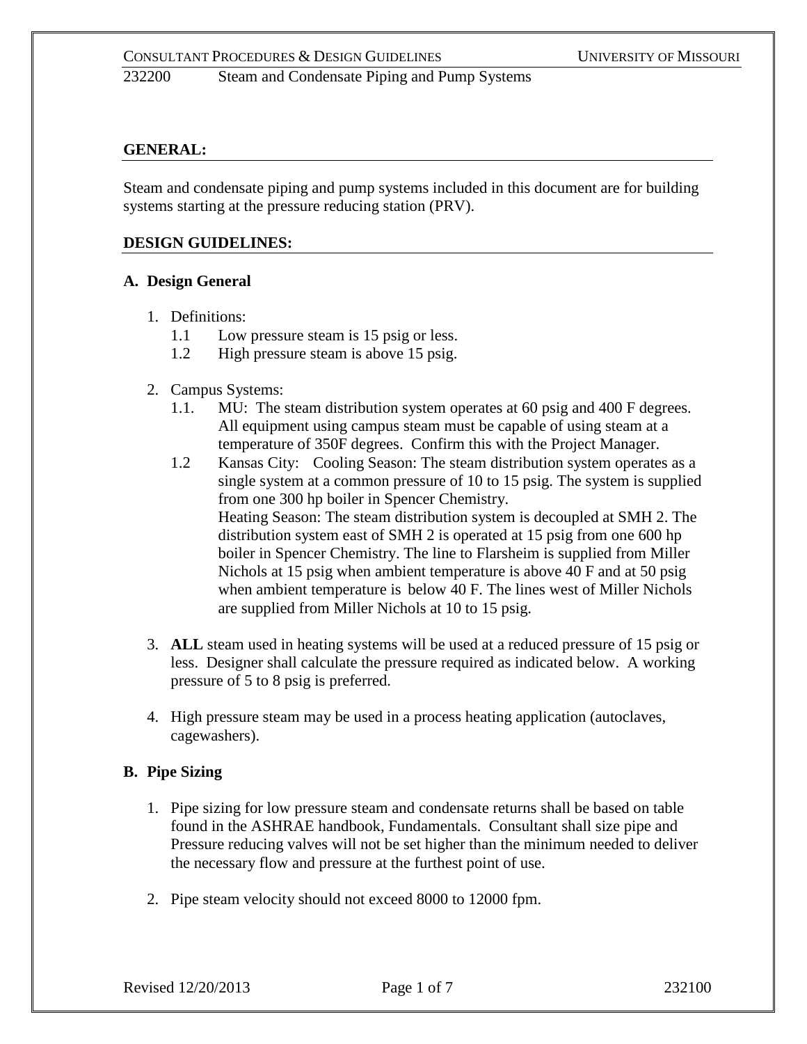232200 Steam and Condensate Piping and Pump Systems

## GENERAL:

Steam and condensate piping and pump systems included in this document are for building systems starting at the pressure reducing station (PRV).

## DESIGN GUIDELINES:

### A. Design General

1. Definitions:
   - 1.1 Low pressure steam is 15 psig or less.
   - 1.2 High pressure steam is above 15 psig.

2. Campus Systems:
   - 1.1. MU: The steam distribution system operates at 60 psig and 400 F degrees. All equipment using campus steam must be capable of using steam at a temperature of 350F degrees. Confirm this with the Project Manager.
   - 1.2 Kansas City: Cooling Season: The steam distribution system operates as a single system at a common pressure of 10 to 15 psig. The system is supplied from one 300 hp boiler in Spencer Chemistry.
     Heating Season: The steam distribution system is decoupled at SMH 2. The distribution system east of SMH 2 is operated at 15 psig from one 600 hp boiler in Spencer Chemistry. The line to Flarsheim is supplied from Miller Nichols at 15 psig when ambient temperature is above 40 F and at 50 psig when ambient temperature is below 40 F. The lines west of Miller Nichols are supplied from Miller Nichols at 10 to 15 psig.

3. **ALL** steam used in heating systems will be used at a reduced pressure of 15 psig or less. Designer shall calculate the pressure required as indicated below. A working pressure of 5 to 8 psig is preferred.

4. High pressure steam may be used in a process heating application (autoclaves, cagewashers).

### B. Pipe Sizing

1. Pipe sizing for low pressure steam and condensate returns shall be based on table found in the ASHRAE handbook, Fundamentals. Consultant shall size pipe and Pressure reducing valves will not be set higher than the minimum needed to deliver the necessary flow and pressure at the furthest point of use.

2. Pipe steam velocity should not exceed 8000 to 12000 fpm.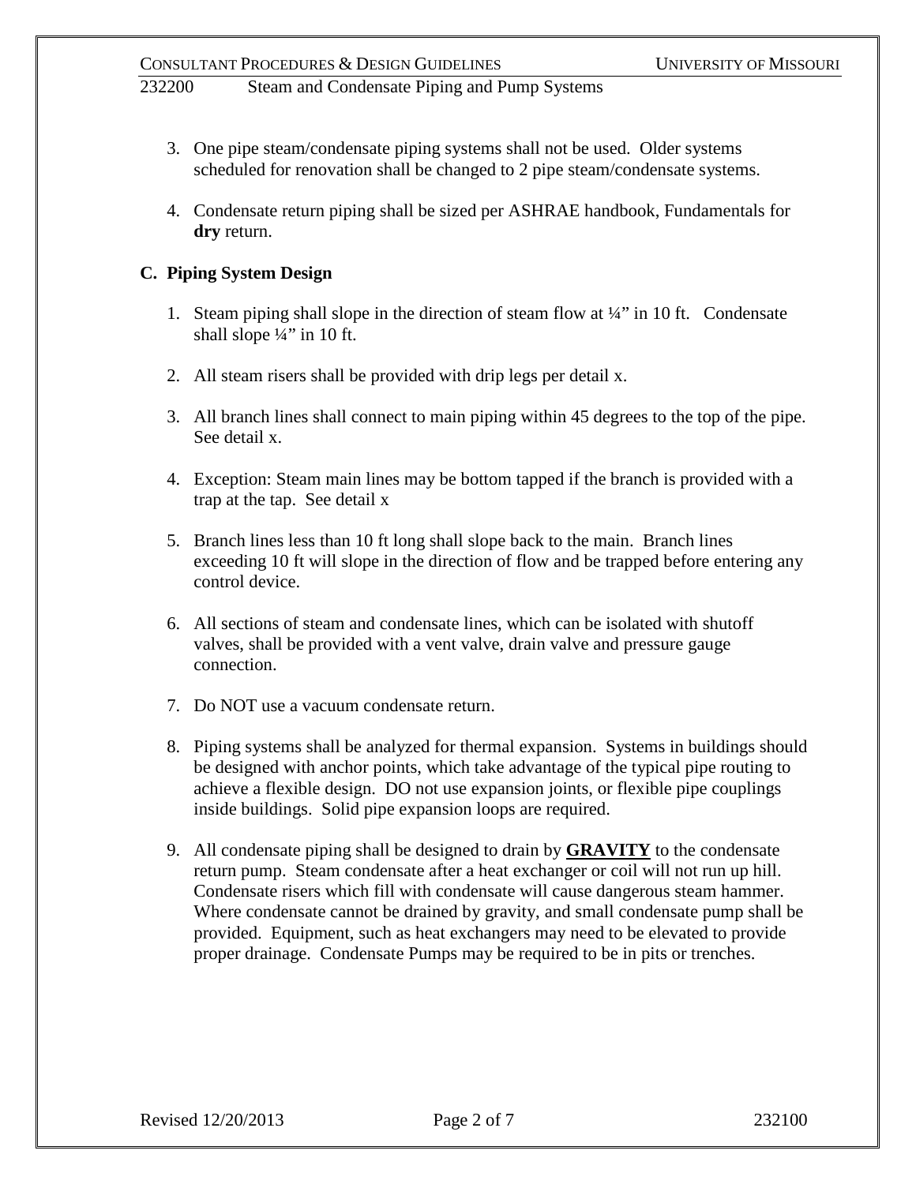3. One pipe steam/condensate piping systems shall not be used. Older systems scheduled for renovation shall be changed to 2 pipe steam/condensate systems.

4. Condensate return piping shall be sized per ASHRAE handbook, Fundamentals for **dry** return.

### C. Piping System Design

1. Steam piping shall slope in the direction of steam flow at ¼" in 10 ft. Condensate shall slope ¼" in 10 ft.

2. All steam risers shall be provided with drip legs per detail x.

3. All branch lines shall connect to main piping within 45 degrees to the top of the pipe. See detail x.

4. Exception: Steam main lines may be bottom tapped if the branch is provided with a trap at the tap. See detail x

5. Branch lines less than 10 ft long shall slope back to the main. Branch lines exceeding 10 ft will slope in the direction of flow and be trapped before entering any control device.

6. All sections of steam and condensate lines, which can be isolated with shutoff valves, shall be provided with a vent valve, drain valve and pressure gauge connection.

7. Do NOT use a vacuum condensate return.

8. Piping systems shall be analyzed for thermal expansion. Systems in buildings should be designed with anchor points, which take advantage of the typical pipe routing to achieve a flexible design. DO not use expansion joints, or flexible pipe couplings inside buildings. Solid pipe expansion loops are required.

9. All condensate piping shall be designed to drain by **GRAVITY** to the condensate return pump. Steam condensate after a heat exchanger or coil will not run up hill. Condensate risers which fill with condensate will cause dangerous steam hammer. Where condensate cannot be drained by gravity, and small condensate pump shall be provided. Equipment, such as heat exchangers may need to be elevated to provide proper drainage. Condensate Pumps may be required to be in pits or trenches.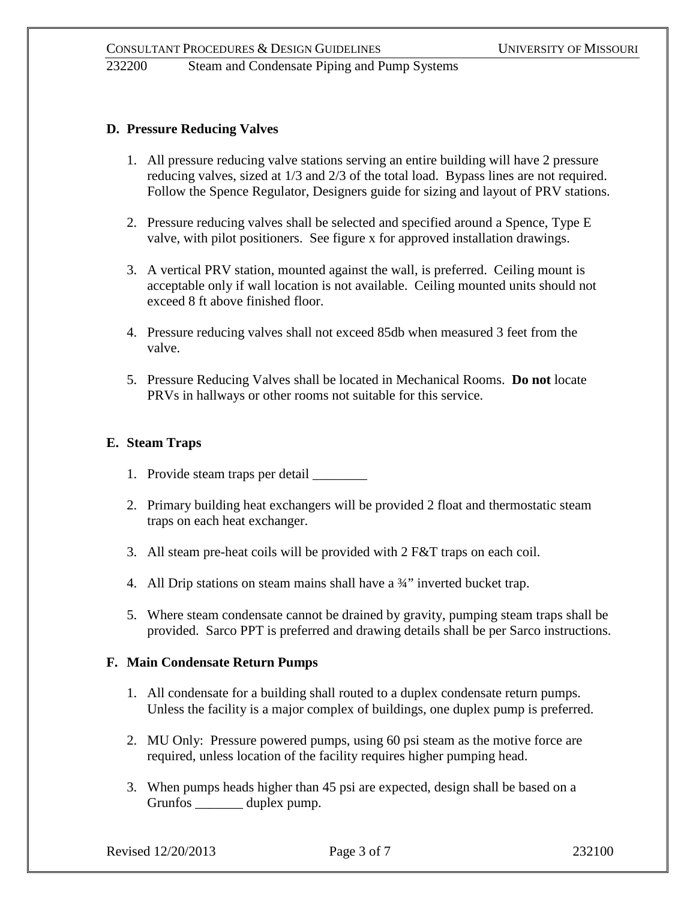### D. Pressure Reducing Valves

1. All pressure reducing valve stations serving an entire building will have 2 pressure reducing valves, sized at 1/3 and 2/3 of the total load. Bypass lines are not required. Follow the Spence Regulator, Designers guide for sizing and layout of PRV stations.

2. Pressure reducing valves shall be selected and specified around a Spence, Type E valve, with pilot positioners. See figure x for approved installation drawings.

3. A vertical PRV station, mounted against the wall, is preferred. Ceiling mount is acceptable only if wall location is not available. Ceiling mounted units should not exceed 8 ft above finished floor.

4. Pressure reducing valves shall not exceed 85db when measured 3 feet from the valve.

5. Pressure Reducing Valves shall be located in Mechanical Rooms. **Do not** locate PRVs in hallways or other rooms not suitable for this service.

### E. Steam Traps

1. Provide steam traps per detail ________

2. Primary building heat exchangers will be provided 2 float and thermostatic steam traps on each heat exchanger.

3. All steam pre-heat coils will be provided with 2 F&T traps on each coil.

4. All Drip stations on steam mains shall have a ¾" inverted bucket trap.

5. Where steam condensate cannot be drained by gravity, pumping steam traps shall be provided. Sarco PPT is preferred and drawing details shall be per Sarco instructions.

### F. Main Condensate Return Pumps

1. All condensate for a building shall routed to a duplex condensate return pumps. Unless the facility is a major complex of buildings, one duplex pump is preferred.

2. MU Only: Pressure powered pumps, using 60 psi steam as the motive force are required, unless location of the facility requires higher pumping head.

3. When pumps heads higher than 45 psi are expected, design shall be based on a Grunfos _______ duplex pump.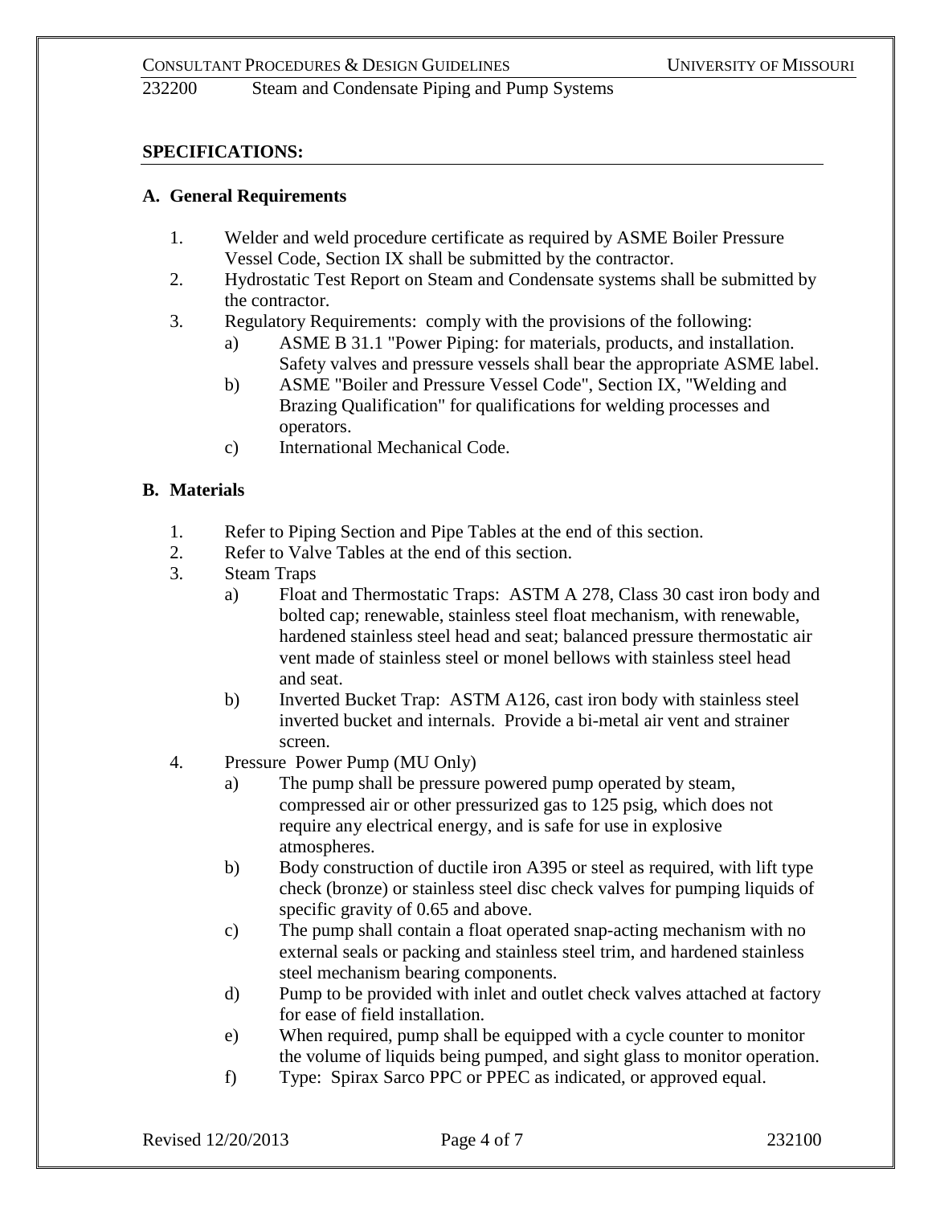## SPECIFICATIONS:

### A. General Requirements

1. Welder and weld procedure certificate as required by ASME Boiler Pressure Vessel Code, Section IX shall be submitted by the contractor.
2. Hydrostatic Test Report on Steam and Condensate systems shall be submitted by the contractor.
3. Regulatory Requirements: comply with the provisions of the following:
   a) ASME B 31.1 "Power Piping: for materials, products, and installation. Safety valves and pressure vessels shall bear the appropriate ASME label.
   b) ASME "Boiler and Pressure Vessel Code", Section IX, "Welding and Brazing Qualification" for qualifications for welding processes and operators.
   c) International Mechanical Code.

### B. Materials

1. Refer to Piping Section and Pipe Tables at the end of this section.
2. Refer to Valve Tables at the end of this section.
3. Steam Traps
   a) Float and Thermostatic Traps: ASTM A 278, Class 30 cast iron body and bolted cap; renewable, stainless steel float mechanism, with renewable, hardened stainless steel head and seat; balanced pressure thermostatic air vent made of stainless steel or monel bellows with stainless steel head and seat.
   b) Inverted Bucket Trap: ASTM A126, cast iron body with stainless steel inverted bucket and internals. Provide a bi-metal air vent and strainer screen.
4. Pressure Power Pump (MU Only)
   a) The pump shall be pressure powered pump operated by steam, compressed air or other pressurized gas to 125 psig, which does not require any electrical energy, and is safe for use in explosive atmospheres.
   b) Body construction of ductile iron A395 or steel as required, with lift type check (bronze) or stainless steel disc check valves for pumping liquids of specific gravity of 0.65 and above.
   c) The pump shall contain a float operated snap-acting mechanism with no external seals or packing and stainless steel trim, and hardened stainless steel mechanism bearing components.
   d) Pump to be provided with inlet and outlet check valves attached at factory for ease of field installation.
   e) When required, pump shall be equipped with a cycle counter to monitor the volume of liquids being pumped, and sight glass to monitor operation.
   f) Type: Spirax Sarco PPC or PPEC as indicated, or approved equal.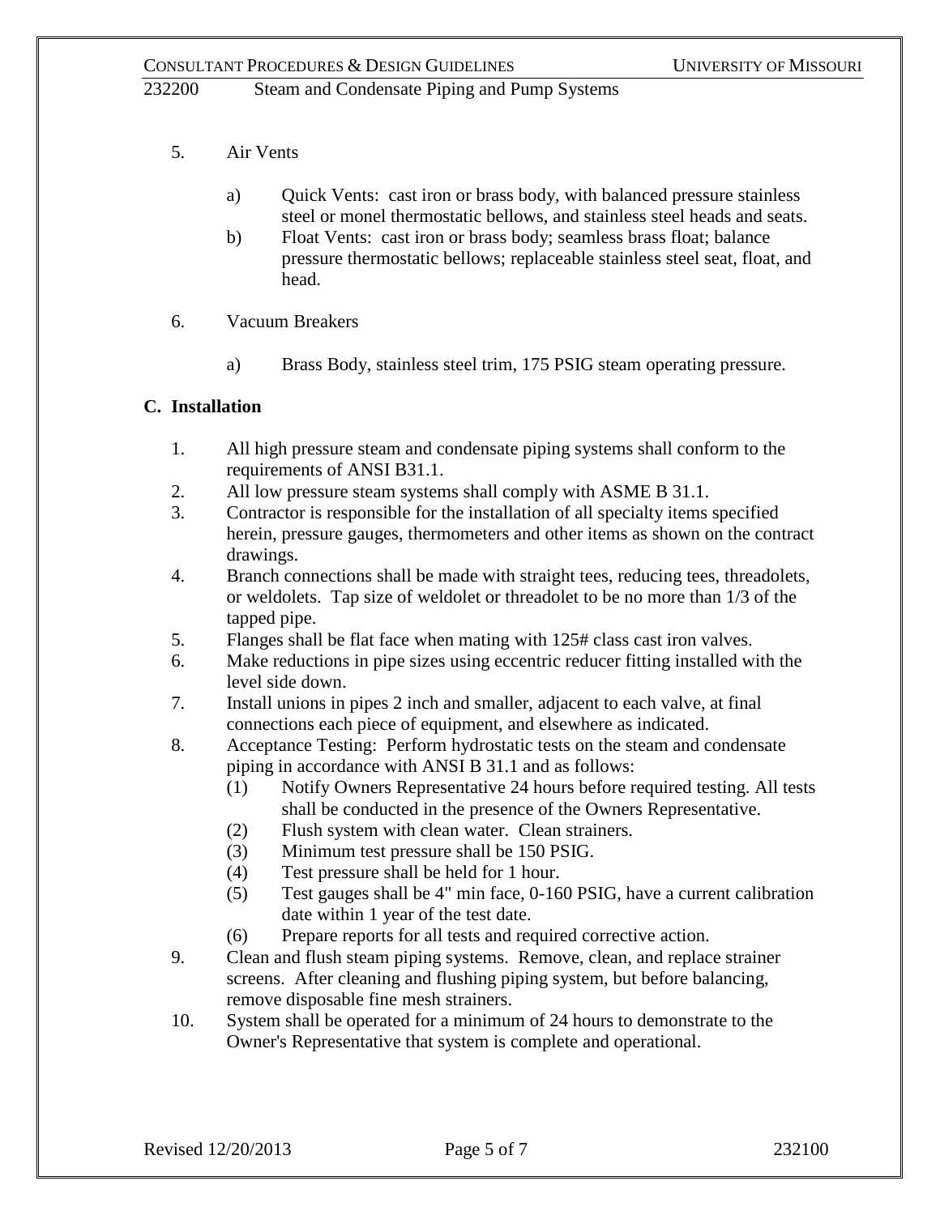5. Air Vents

    a) Quick Vents: cast iron or brass body, with balanced pressure stainless steel or monel thermostatic bellows, and stainless steel heads and seats.
    b) Float Vents: cast iron or brass body; seamless brass float; balance pressure thermostatic bellows; replaceable stainless steel seat, float, and head.

6. Vacuum Breakers

    a) Brass Body, stainless steel trim, 175 PSIG steam operating pressure.

## C. Installation

1. All high pressure steam and condensate piping systems shall conform to the requirements of ANSI B31.1.
2. All low pressure steam systems shall comply with ASME B 31.1.
3. Contractor is responsible for the installation of all specialty items specified herein, pressure gauges, thermometers and other items as shown on the contract drawings.
4. Branch connections shall be made with straight tees, reducing tees, threadolets, or weldolets. Tap size of weldolet or threadolet to be no more than 1/3 of the tapped pipe.
5. Flanges shall be flat face when mating with 125# class cast iron valves.
6. Make reductions in pipe sizes using eccentric reducer fitting installed with the level side down.
7. Install unions in pipes 2 inch and smaller, adjacent to each valve, at final connections each piece of equipment, and elsewhere as indicated.
8. Acceptance Testing: Perform hydrostatic tests on the steam and condensate piping in accordance with ANSI B 31.1 and as follows:
    (1) Notify Owners Representative 24 hours before required testing. All tests shall be conducted in the presence of the Owners Representative.
    (2) Flush system with clean water. Clean strainers.
    (3) Minimum test pressure shall be 150 PSIG.
    (4) Test pressure shall be held for 1 hour.
    (5) Test gauges shall be 4" min face, 0-160 PSIG, have a current calibration date within 1 year of the test date.
    (6) Prepare reports for all tests and required corrective action.
9. Clean and flush steam piping systems. Remove, clean, and replace strainer screens. After cleaning and flushing piping system, but before balancing, remove disposable fine mesh strainers.
10. System shall be operated for a minimum of 24 hours to demonstrate to the Owner's Representative that system is complete and operational.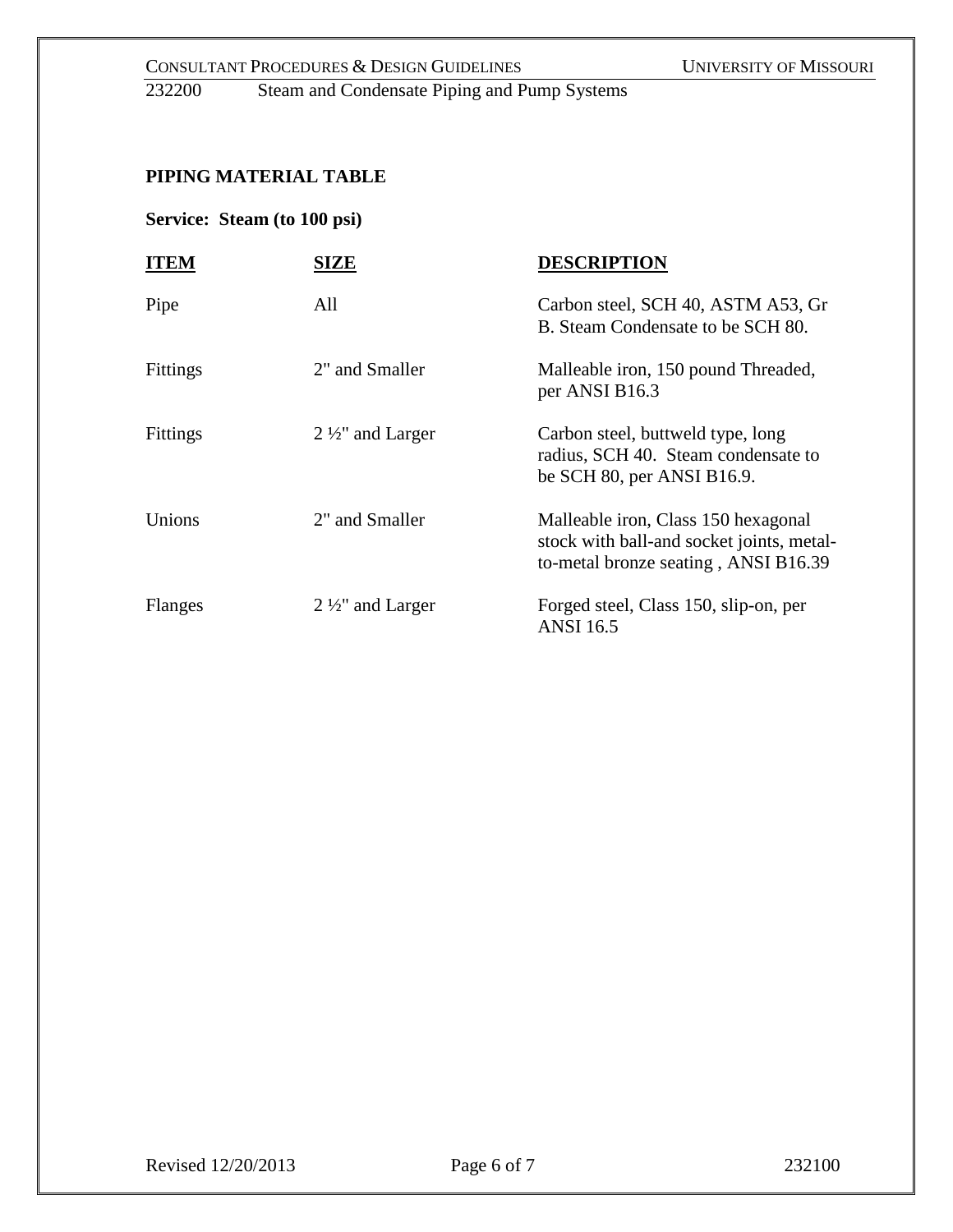**PIPING MATERIAL TABLE**

**Service: Steam (to 100 psi)**

| ITEM | SIZE | DESCRIPTION |
|---|---|---|
| Pipe | All | Carbon steel, SCH 40, ASTM A53, Gr B. Steam Condensate to be SCH 80. |
| Fittings | 2" and Smaller | Malleable iron, 150 pound Threaded, per ANSI B16.3 |
| Fittings | 2 ½" and Larger | Carbon steel, buttweld type, long radius, SCH 40. Steam condensate to be SCH 80, per ANSI B16.9. |
| Unions | 2" and Smaller | Malleable iron, Class 150 hexagonal stock with ball-and socket joints, metal-to-metal bronze seating , ANSI B16.39 |
| Flanges | 2 ½" and Larger | Forged steel, Class 150, slip-on, per ANSI 16.5 |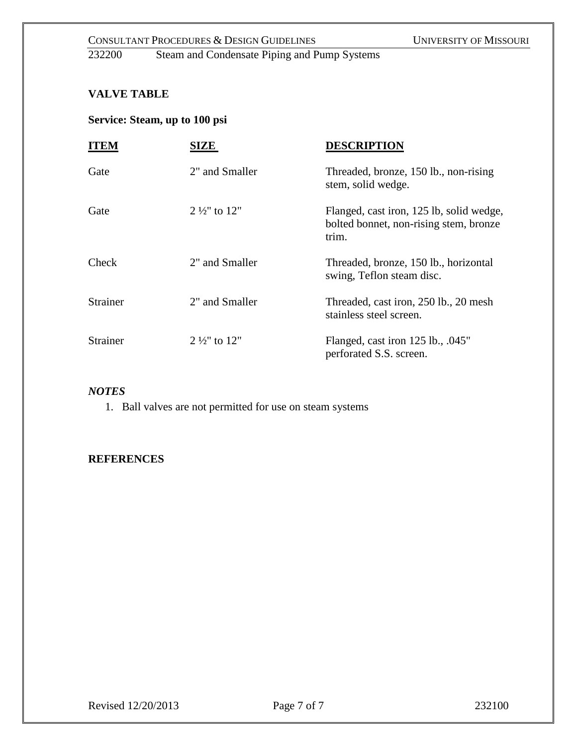## VALVE TABLE

**Service: Steam, up to 100 psi**

| ITEM | SIZE | DESCRIPTION |
|---|---|---|
| Gate | 2" and Smaller | Threaded, bronze, 150 lb., non-rising stem, solid wedge. |
| Gate | 2 ½" to 12" | Flanged, cast iron, 125 lb, solid wedge, bolted bonnet, non-rising stem, bronze trim. |
| Check | 2" and Smaller | Threaded, bronze, 150 lb., horizontal swing, Teflon steam disc. |
| Strainer | 2" and Smaller | Threaded, cast iron, 250 lb., 20 mesh stainless steel screen. |
| Strainer | 2 ½" to 12" | Flanged, cast iron 125 lb., .045" perforated S.S. screen. |

### *NOTES*

1. Ball valves are not permitted for use on steam systems

## REFERENCES